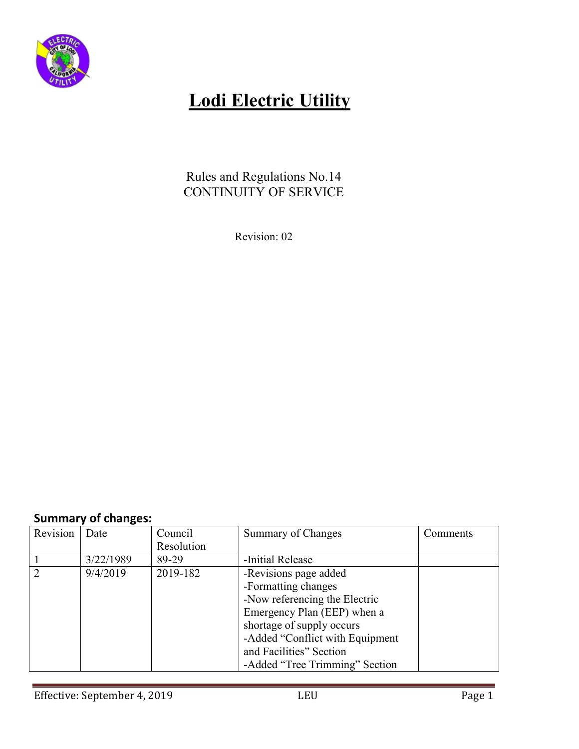# Lodi Electric Utility

Rules and Regulations No.14
CONTINUITY OF SERVICE

Revision: 02

## Summary of changes:

| Revision | Date | Council Resolution | Summary of Changes | Comments |
|---|---|---|---|---|
| 1 | 3/22/1989 | 89-29 | -Initial Release | |
| 2 | 9/4/2019 | 2019-182 | -Revisions page added<br>-Formatting changes<br>-Now referencing the Electric Emergency Plan (EEP) when a shortage of supply occurs<br>-Added "Conflict with Equipment and Facilities" Section<br>-Added "Tree Trimming" Section | |

Effective: September 4, 2019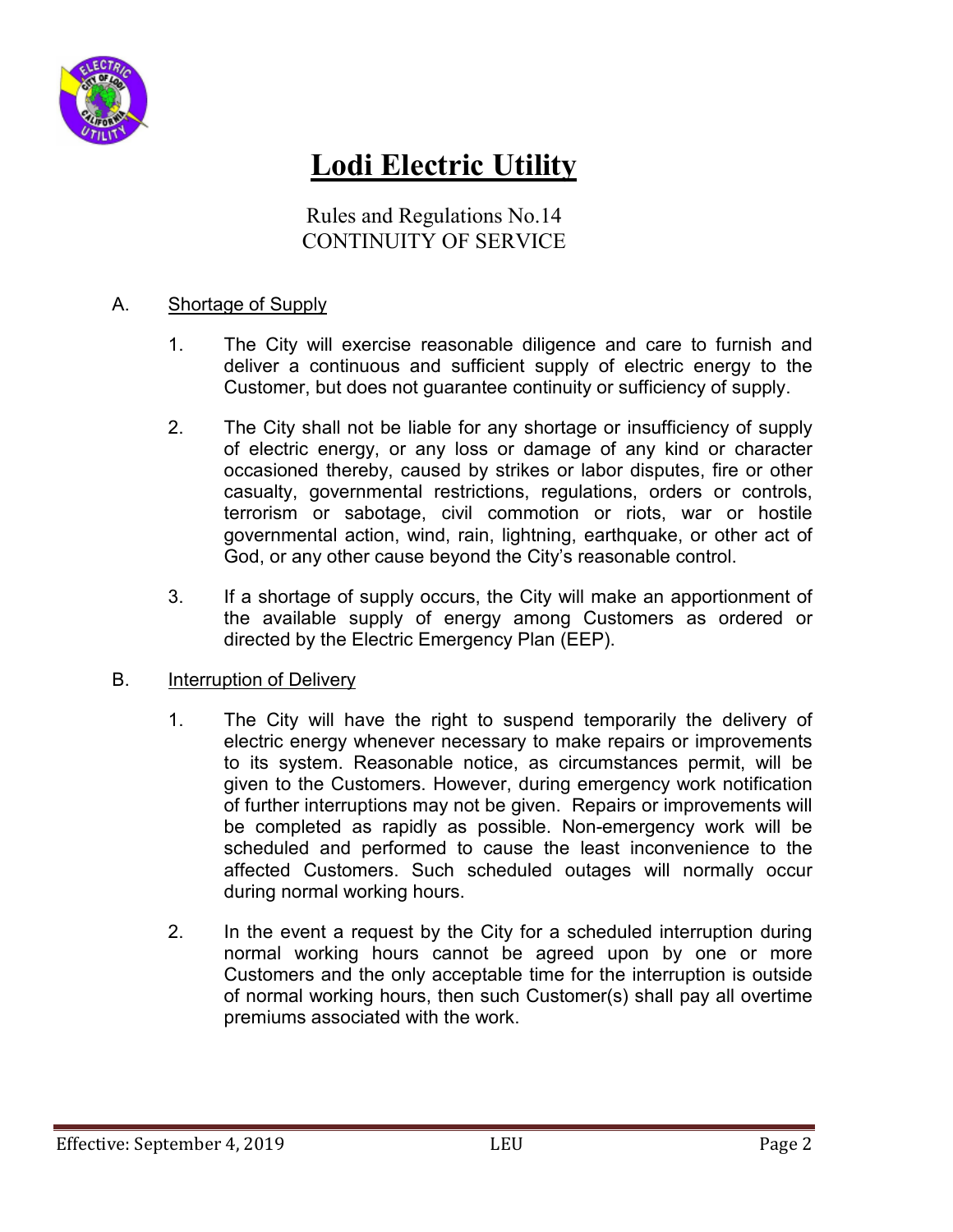# Lodi Electric Utility

Rules and Regulations No.14
CONTINUITY OF SERVICE

A. Shortage of Supply

1. The City will exercise reasonable diligence and care to furnish and deliver a continuous and sufficient supply of electric energy to the Customer, but does not guarantee continuity or sufficiency of supply.

2. The City shall not be liable for any shortage or insufficiency of supply of electric energy, or any loss or damage of any kind or character occasioned thereby, caused by strikes or labor disputes, fire or other casualty, governmental restrictions, regulations, orders or controls, terrorism or sabotage, civil commotion or riots, war or hostile governmental action, wind, rain, lightning, earthquake, or other act of God, or any other cause beyond the City's reasonable control.

3. If a shortage of supply occurs, the City will make an apportionment of the available supply of energy among Customers as ordered or directed by the Electric Emergency Plan (EEP).

B. Interruption of Delivery

1. The City will have the right to suspend temporarily the delivery of electric energy whenever necessary to make repairs or improvements to its system. Reasonable notice, as circumstances permit, will be given to the Customers. However, during emergency work notification of further interruptions may not be given. Repairs or improvements will be completed as rapidly as possible. Non-emergency work will be scheduled and performed to cause the least inconvenience to the affected Customers. Such scheduled outages will normally occur during normal working hours.

2. In the event a request by the City for a scheduled interruption during normal working hours cannot be agreed upon by one or more Customers and the only acceptable time for the interruption is outside of normal working hours, then such Customer(s) shall pay all overtime premiums associated with the work.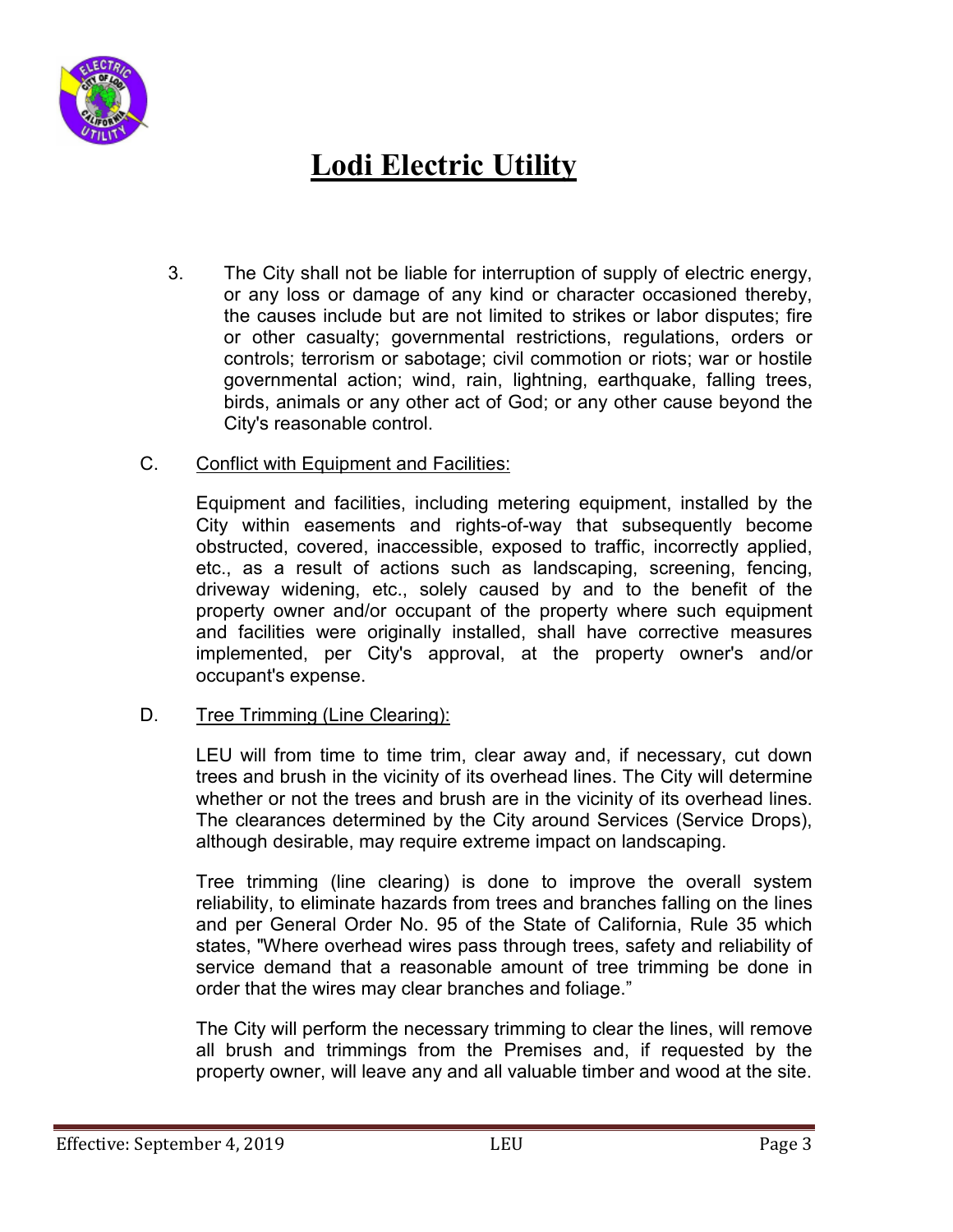3. The City shall not be liable for interruption of supply of electric energy, or any loss or damage of any kind or character occasioned thereby, the causes include but are not limited to strikes or labor disputes; fire or other casualty; governmental restrictions, regulations, orders or controls; terrorism or sabotage; civil commotion or riots; war or hostile governmental action; wind, rain, lightning, earthquake, falling trees, birds, animals or any other act of God; or any other cause beyond the City's reasonable control.

C. <u>Conflict with Equipment and Facilities:</u>

Equipment and facilities, including metering equipment, installed by the City within easements and rights-of-way that subsequently become obstructed, covered, inaccessible, exposed to traffic, incorrectly applied, etc., as a result of actions such as landscaping, screening, fencing, driveway widening, etc., solely caused by and to the benefit of the property owner and/or occupant of the property where such equipment and facilities were originally installed, shall have corrective measures implemented, per City's approval, at the property owner's and/or occupant's expense.

D. <u>Tree Trimming (Line Clearing):</u>

LEU will from time to time trim, clear away and, if necessary, cut down trees and brush in the vicinity of its overhead lines. The City will determine whether or not the trees and brush are in the vicinity of its overhead lines. The clearances determined by the City around Services (Service Drops), although desirable, may require extreme impact on landscaping.

Tree trimming (line clearing) is done to improve the overall system reliability, to eliminate hazards from trees and branches falling on the lines and per General Order No. 95 of the State of California, Rule 35 which states, "Where overhead wires pass through trees, safety and reliability of service demand that a reasonable amount of tree trimming be done in order that the wires may clear branches and foliage."

The City will perform the necessary trimming to clear the lines, will remove all brush and trimmings from the Premises and, if requested by the property owner, will leave any and all valuable timber and wood at the site.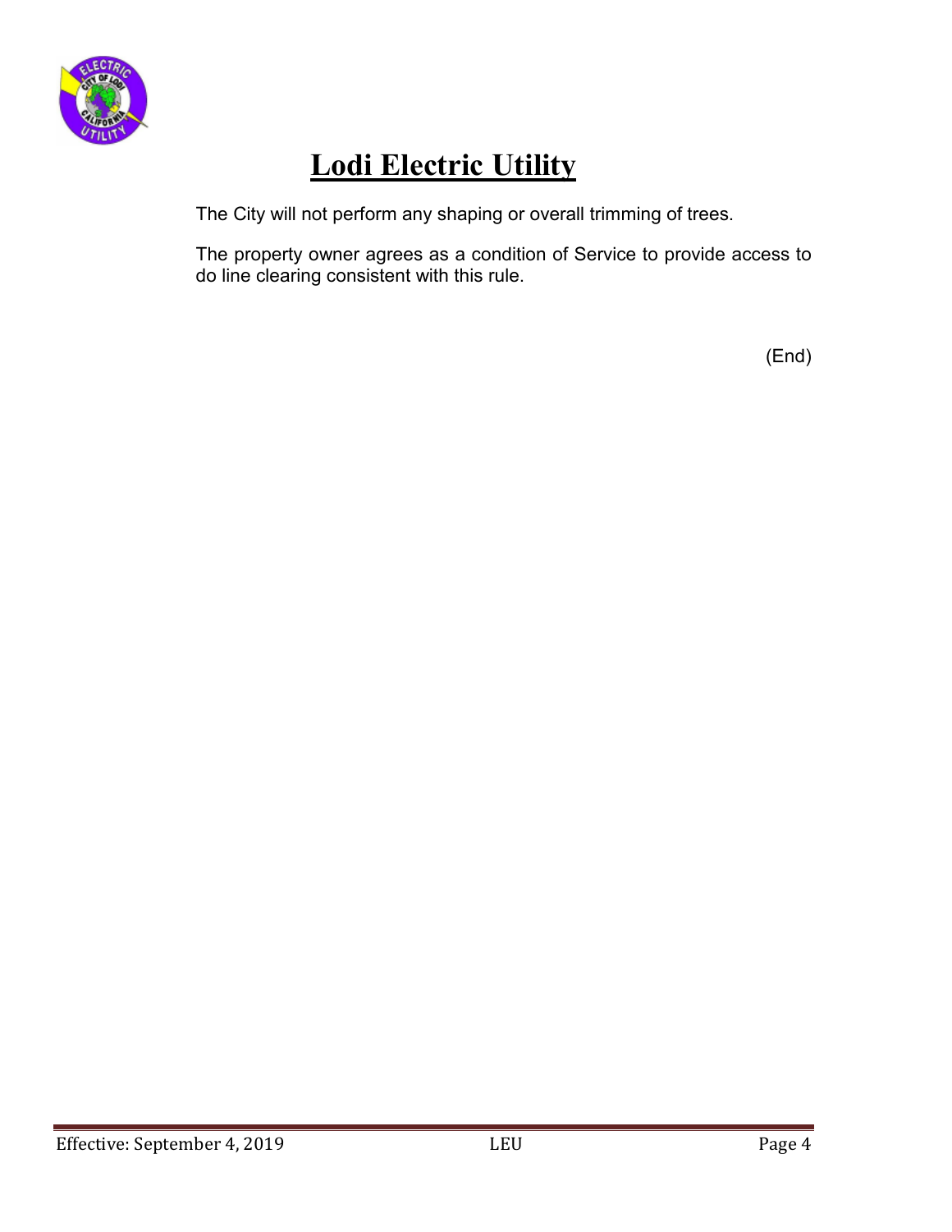# Lodi Electric Utility

The City will not perform any shaping or overall trimming of trees.

The property owner agrees as a condition of Service to provide access to do line clearing consistent with this rule.

(End)